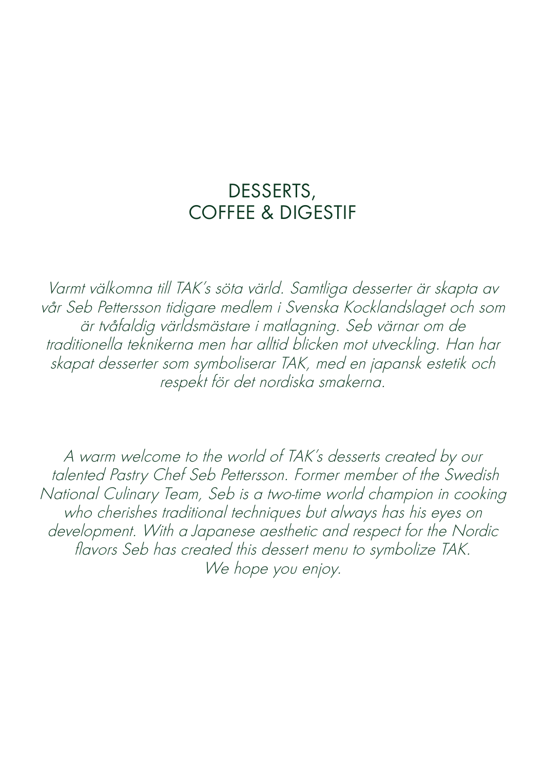# DESSERTS,
# COFFEE & DIGESTIF

*Varmt välkomna till TAK's söta värld. Samtliga desserter är skapta av vår Seb Pettersson tidigare medlem i Svenska Kocklandslaget och som är tvåfaldig världsmästare i matlagning. Seb värnar om de traditionella teknikerna men har alltid blicken mot utveckling. Han har skapat desserter som symboliserar TAK, med en japansk estetik och respekt för det nordiska smakerna.*

*A warm welcome to the world of TAK's desserts created by our talented Pastry Chef Seb Pettersson. Former member of the Swedish National Culinary Team, Seb is a two-time world champion in cooking who cherishes traditional techniques but always has his eyes on development. With a Japanese aesthetic and respect for the Nordic flavors Seb has created this dessert menu to symbolize TAK. We hope you enjoy.*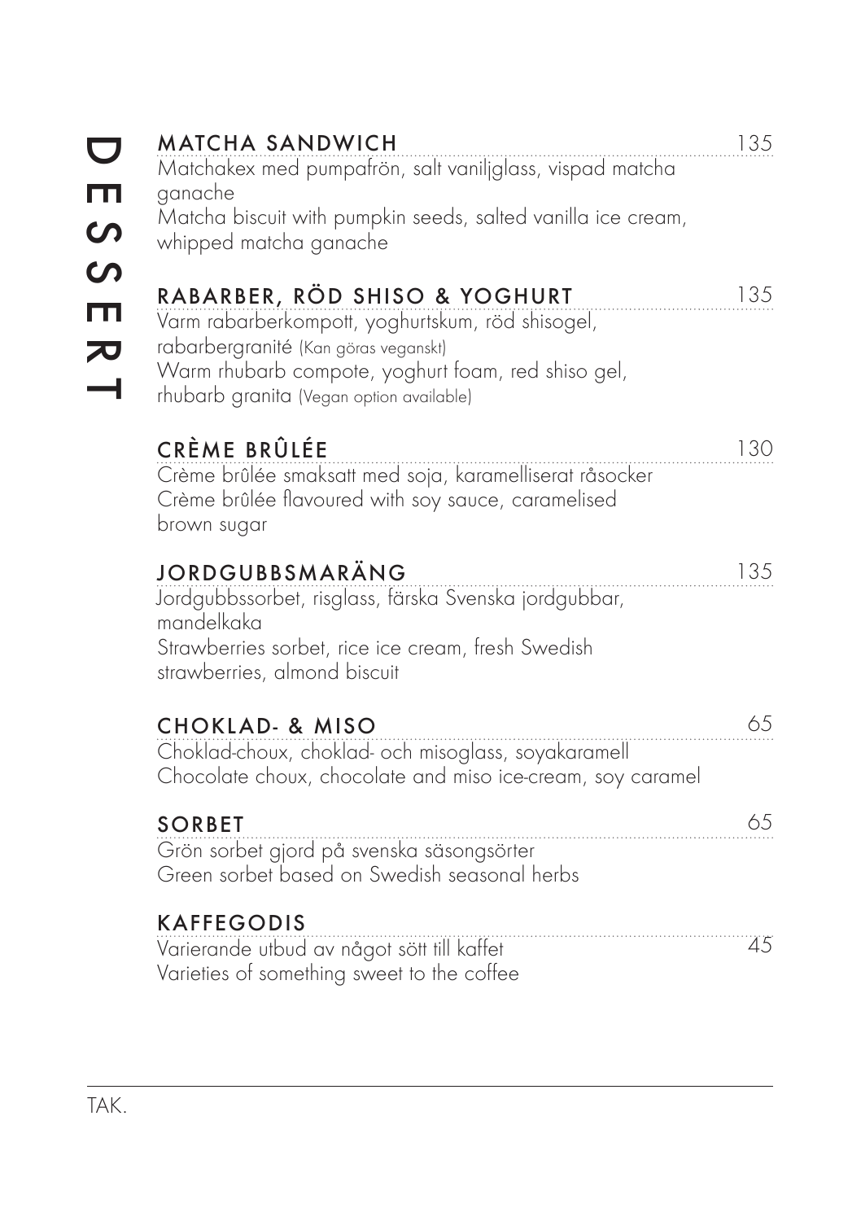# DESSERT

## MATCHA SANDWICH — 135

Matchakex med pumpafrön, salt vaniljglass, vispad matcha ganache
Matcha biscuit with pumpkin seeds, salted vanilla ice cream, whipped matcha ganache

## RABARBER, RÖD SHISO & YOGHURT — 135

Varm rabarberkompott, yoghurtskum, röd shisogel, rabarbergranité (Kan göras veganskt)
Warm rhubarb compote, yoghurt foam, red shiso gel, rhubarb granita (Vegan option available)

## CRÈME BRÛLÉE — 130

Crème brûlée smaksatt med soja, karamelliserat råsocker
Crème brûlée flavoured with soy sauce, caramelised brown sugar

## JORDGUBBSMARÄNG — 135

Jordgubbssorbet, risglass, färska Svenska jordgubbar, mandelkaka
Strawberries sorbet, rice ice cream, fresh Swedish strawberries, almond biscuit

## CHOKLAD- & MISO — 65

Choklad-choux, choklad- och misoglass, soyakaramell
Chocolate choux, chocolate and miso ice-cream, soy caramel

## SORBET — 65

Grön sorbet gjord på svenska säsongsörter
Green sorbet based on Swedish seasonal herbs

## KAFFEGODIS — 45

Varierande utbud av något sött till kaffet
Varieties of something sweet to the coffee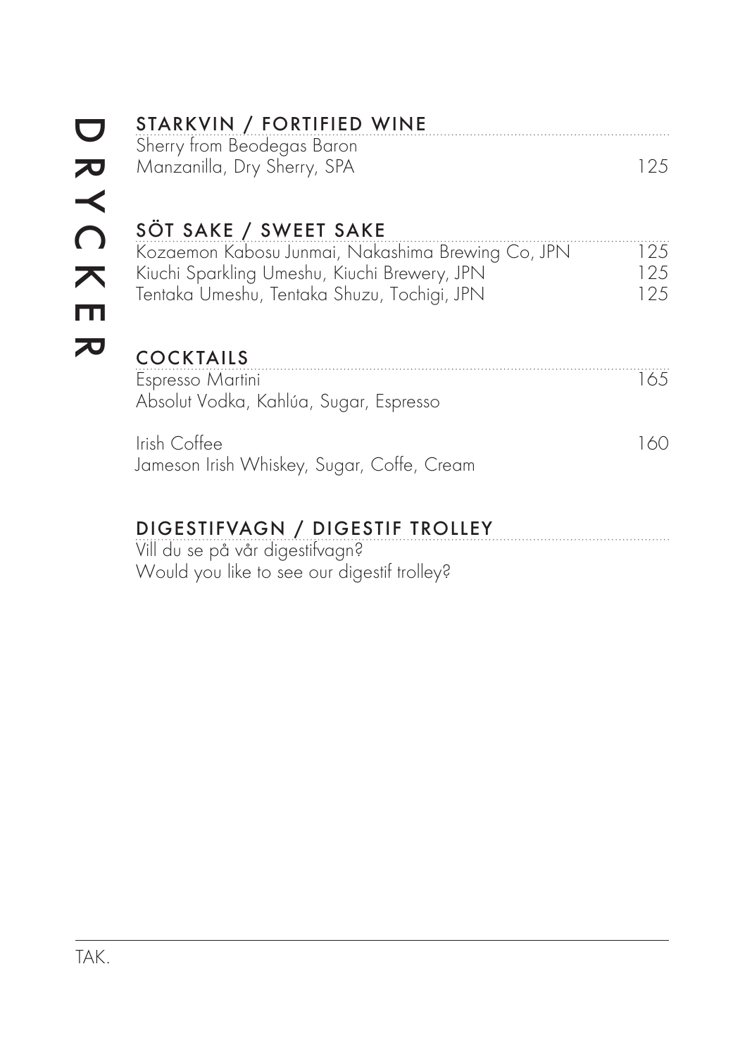DRYCKER

## STARKVIN / FORTIFIED WINE

Sherry from Beodegas Baron
Manzanilla, Dry Sherry, SPA 125

## SÖT SAKE / SWEET SAKE

Kozaemon Kabosu Junmai, Nakashima Brewing Co, JPN 125
Kiuchi Sparkling Umeshu, Kiuchi Brewery, JPN 125
Tentaka Umeshu, Tentaka Shuzu, Tochigi, JPN 125

## COCKTAILS

Espresso Martini 165
Absolut Vodka, Kahlúa, Sugar, Espresso

Irish Coffee 160
Jameson Irish Whiskey, Sugar, Coffe, Cream

## DIGESTIFVAGN / DIGESTIF TROLLEY

Vill du se på vår digestifvagn?
Would you like to see our digestif trolley?

TAK.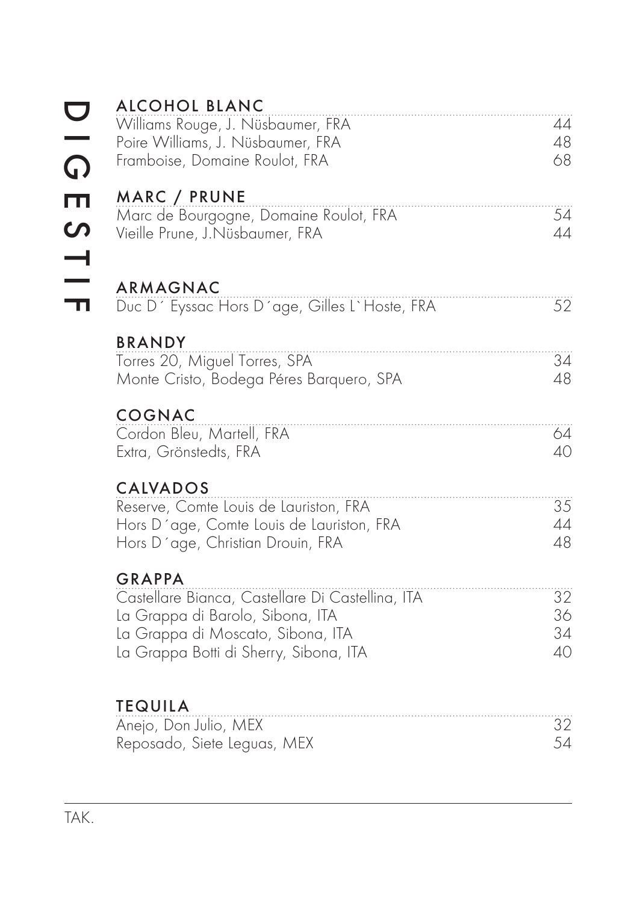# DIGESTIF

## ALCOHOL BLANC

| | |
|---|---|
| Williams Rouge, J. Nüsbaumer, FRA | 44 |
| Poire Williams, J. Nüsbaumer, FRA | 48 |
| Framboise, Domaine Roulot, FRA | 68 |

## MARC / PRUNE

| | |
|---|---|
| Marc de Bourgogne, Domaine Roulot, FRA | 54 |
| Vieille Prune, J.Nüsbaumer, FRA | 44 |

## ARMAGNAC

| | |
|---|---|
| Duc D´ Eyssac Hors D´age, Gilles L`Hoste, FRA | 52 |

## BRANDY

| | |
|---|---|
| Torres 20, Miguel Torres, SPA | 34 |
| Monte Cristo, Bodega Péres Barquero, SPA | 48 |

## COGNAC

| | |
|---|---|
| Cordon Bleu, Martell, FRA | 64 |
| Extra, Grönstedts, FRA | 40 |

## CALVADOS

| | |
|---|---|
| Reserve, Comte Louis de Lauriston, FRA | 35 |
| Hors D´age, Comte Louis de Lauriston, FRA | 44 |
| Hors D´age, Christian Drouin, FRA | 48 |

## GRAPPA

| | |
|---|---|
| Castellare Bianca, Castellare Di Castellina, ITA | 32 |
| La Grappa di Barolo, Sibona, ITA | 36 |
| La Grappa di Moscato, Sibona, ITA | 34 |
| La Grappa Botti di Sherry, Sibona, ITA | 40 |

## TEQUILA

| | |
|---|---|
| Anejo, Don Julio, MEX | 32 |
| Reposado, Siete Leguas, MEX | 54 |

TAK.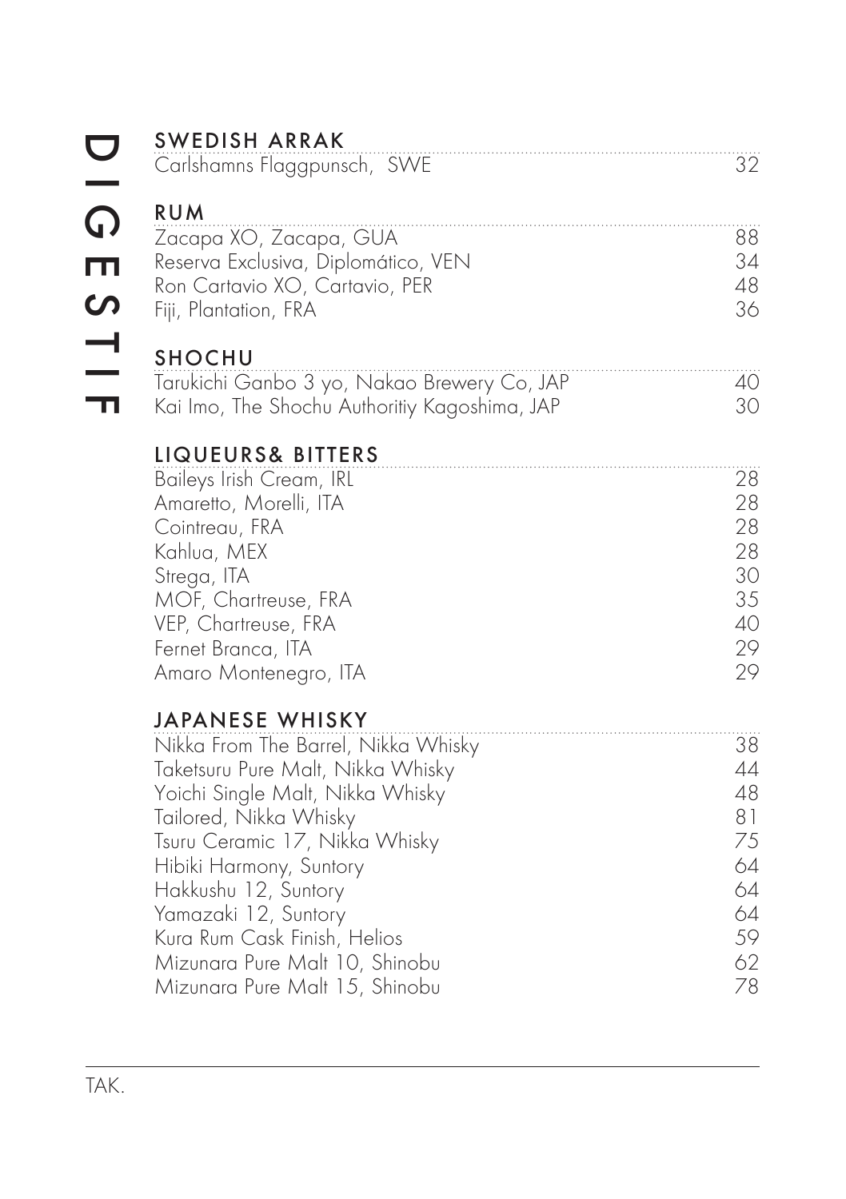# DIGESTIF

## SWEDISH ARRAK

| | |
|---|---|
| Carlshamns Flaggpunsch, SWE | 32 |

## RUM

| | |
|---|---|
| Zacapa XO, Zacapa, GUA | 88 |
| Reserva Exclusiva, Diplomático, VEN | 34 |
| Ron Cartavio XO, Cartavio, PER | 48 |
| Fiji, Plantation, FRA | 36 |

## SHOCHU

| | |
|---|---|
| Tarukichi Ganbo 3 yo, Nakao Brewery Co, JAP | 40 |
| Kai Imo, The Shochu Authoritiy Kagoshima, JAP | 30 |

## LIQUEURS& BITTERS

| | |
|---|---|
| Baileys Irish Cream, IRL | 28 |
| Amaretto, Morelli, ITA | 28 |
| Cointreau, FRA | 28 |
| Kahlua, MEX | 28 |
| Strega, ITA | 30 |
| MOF, Chartreuse, FRA | 35 |
| VEP, Chartreuse, FRA | 40 |
| Fernet Branca, ITA | 29 |
| Amaro Montenegro, ITA | 29 |

## JAPANESE WHISKY

| | |
|---|---|
| Nikka From The Barrel, Nikka Whisky | 38 |
| Taketsuru Pure Malt, Nikka Whisky | 44 |
| Yoichi Single Malt, Nikka Whisky | 48 |
| Tailored, Nikka Whisky | 81 |
| Tsuru Ceramic 17, Nikka Whisky | 75 |
| Hibiki Harmony, Suntory | 64 |
| Hakkushu 12, Suntory | 64 |
| Yamazaki 12, Suntory | 64 |
| Kura Rum Cask Finish, Helios | 59 |
| Mizunara Pure Malt 10, Shinobu | 62 |
| Mizunara Pure Malt 15, Shinobu | 78 |

TAK.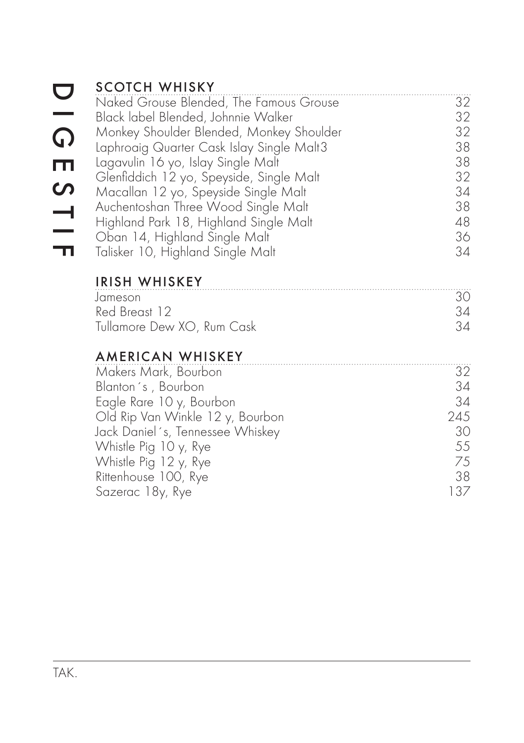# DIGESTIF

## SCOTCH WHISKY

| | |
|---|---|
| Naked Grouse Blended, The Famous Grouse | 32 |
| Black label Blended, Johnnie Walker | 32 |
| Monkey Shoulder Blended, Monkey Shoulder | 32 |
| Laphroaig Quarter Cask Islay Single Malt3 | 38 |
| Lagavulin 16 yo, Islay Single Malt | 38 |
| Glenfiddich 12 yo, Speyside, Single Malt | 32 |
| Macallan 12 yo, Speyside Single Malt | 34 |
| Auchentoshan Three Wood Single Malt | 38 |
| Highland Park 18, Highland Single Malt | 48 |
| Oban 14, Highland Single Malt | 36 |
| Talisker 10, Highland Single Malt | 34 |

## IRISH WHISKEY

| | |
|---|---|
| Jameson | 30 |
| Red Breast 12 | 34 |
| Tullamore Dew XO, Rum Cask | 34 |

## AMERICAN WHISKEY

| | |
|---|---|
| Makers Mark, Bourbon | 32 |
| Blanton´s , Bourbon | 34 |
| Eagle Rare 10 y, Bourbon | 34 |
| Old Rip Van Winkle 12 y, Bourbon | 245 |
| Jack Daniel´s, Tennessee Whiskey | 30 |
| Whistle Pig 10 y, Rye | 55 |
| Whistle Pig 12 y, Rye | 75 |
| Rittenhouse 100, Rye | 38 |
| Sazerac 18y, Rye | 137 |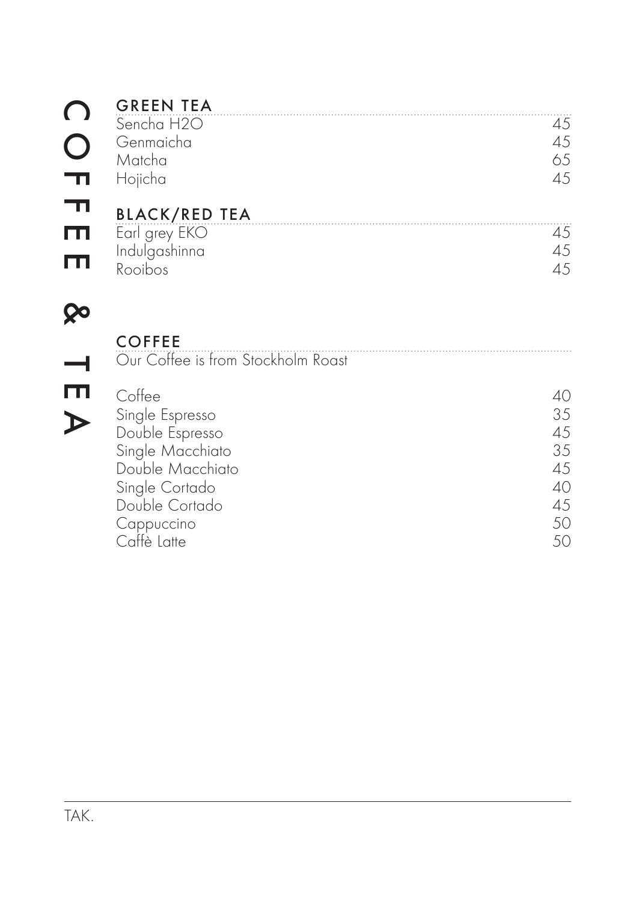# COFFEE & TEA

## GREEN TEA

| | |
|---|---|
| Sencha H2O | 45 |
| Genmaicha | 45 |
| Matcha | 65 |
| Hojicha | 45 |

## BLACK/RED TEA

| | |
|---|---|
| Earl grey EKO | 45 |
| Indulgashinna | 45 |
| Rooibos | 45 |

## COFFEE

Our Coffee is from Stockholm Roast

| | |
|---|---|
| Coffee | 40 |
| Single Espresso | 35 |
| Double Espresso | 45 |
| Single Macchiato | 35 |
| Double Macchiato | 45 |
| Single Cortado | 40 |
| Double Cortado | 45 |
| Cappuccino | 50 |
| Caffè Latte | 50 |

TAK.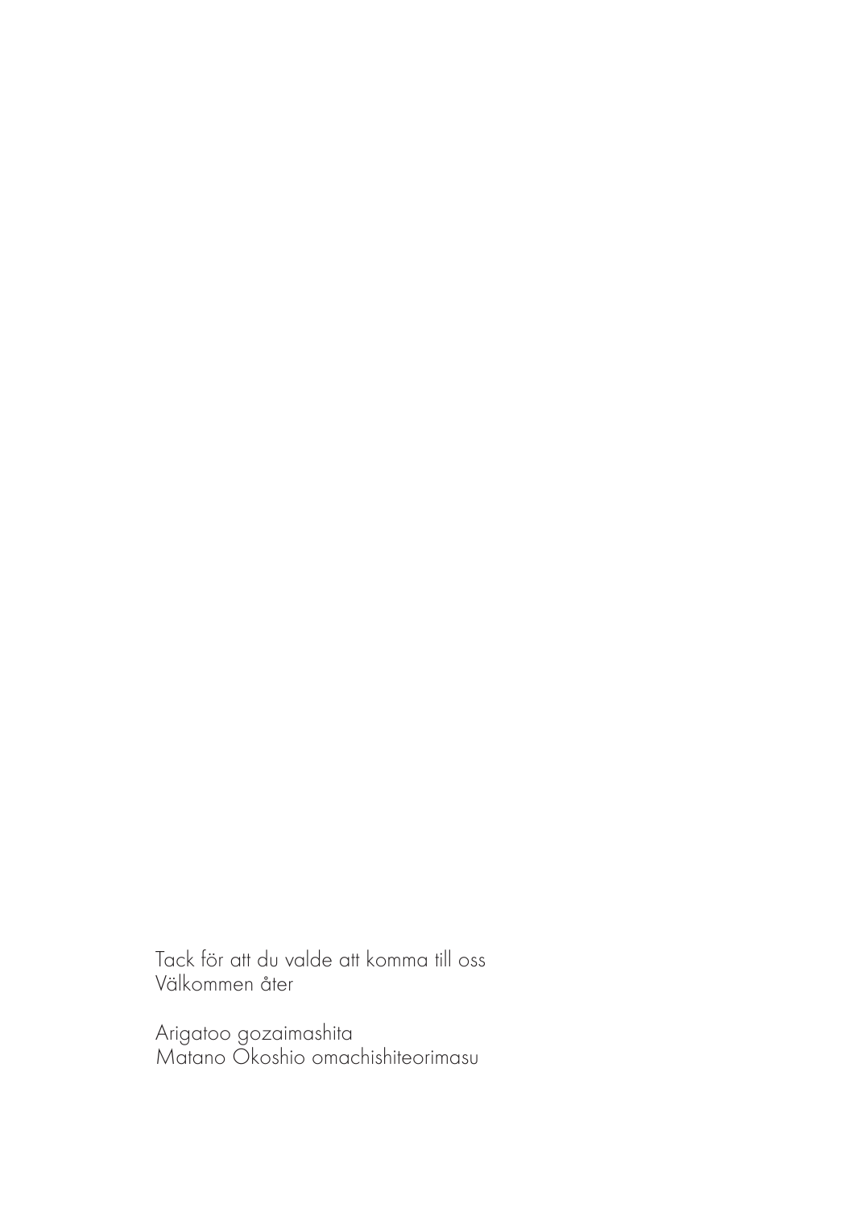Tack för att du valde att komma till oss
Välkommen åter

Arigatoo gozaimashita
Matano Okoshio omachishiteorimasu